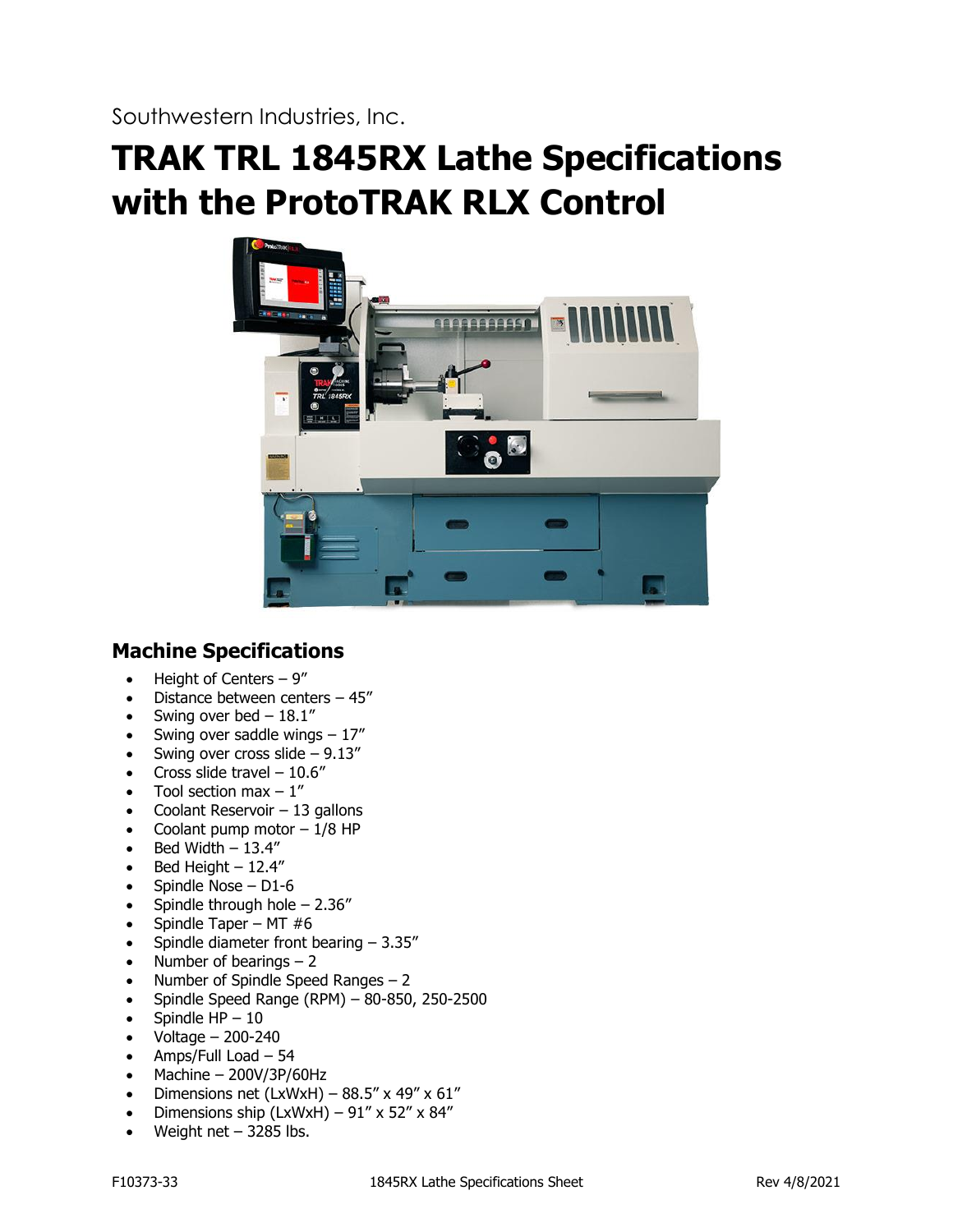Southwestern Industries, Inc.

# TRAK TRL 1845RX Lathe Specifications with the ProtoTRAK RLX Control

## Machine Specifications

- Height of Centers – 9″
- Distance between centers – 45″
- Swing over bed – 18.1″
- Swing over saddle wings – 17″
- Swing over cross slide – 9.13″
- Cross slide travel – 10.6″
- Tool section max – 1″
- Coolant Reservoir – 13 gallons
- Coolant pump motor – 1/8 HP
- Bed Width – 13.4″
- Bed Height – 12.4″
- Spindle Nose – D1-6
- Spindle through hole – 2.36″
- Spindle Taper – MT #6
- Spindle diameter front bearing – 3.35″
- Number of bearings – 2
- Number of Spindle Speed Ranges – 2
- Spindle Speed Range (RPM) – 80-850, 250-2500
- Spindle HP – 10
- Voltage – 200-240
- Amps/Full Load – 54
- Machine – 200V/3P/60Hz
- Dimensions net (LxWxH) – 88.5″ x 49″ x 61″
- Dimensions ship (LxWxH) – 91″ x 52″ x 84″
- Weight net – 3285 lbs.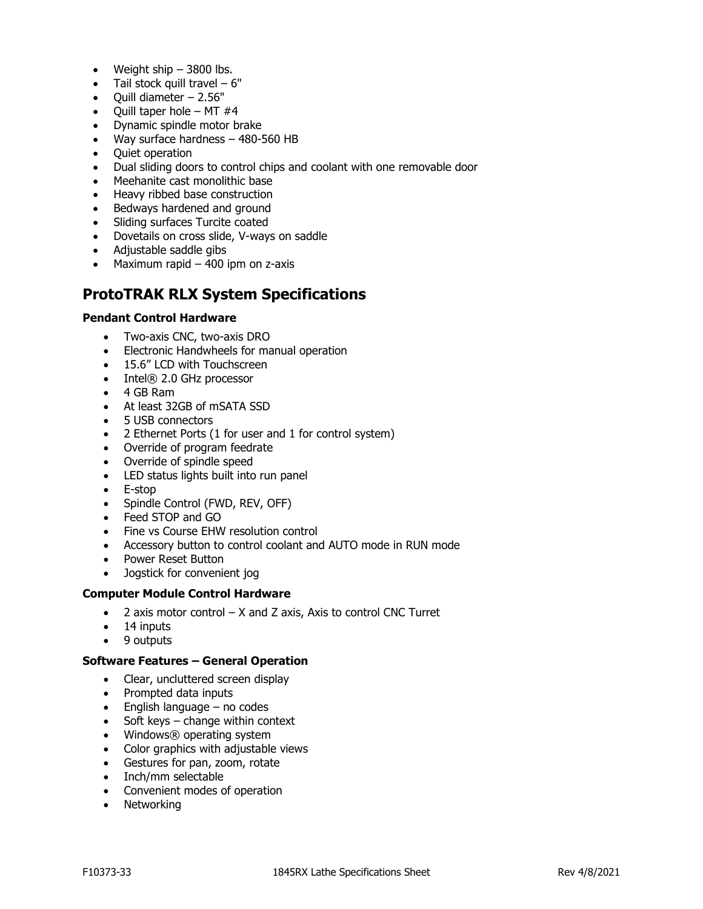- Weight ship – 3800 lbs.
- Tail stock quill travel – 6"
- Quill diameter – 2.56"
- Quill taper hole – MT #4
- Dynamic spindle motor brake
- Way surface hardness – 480-560 HB
- Quiet operation
- Dual sliding doors to control chips and coolant with one removable door
- Meehanite cast monolithic base
- Heavy ribbed base construction
- Bedways hardened and ground
- Sliding surfaces Turcite coated
- Dovetails on cross slide, V-ways on saddle
- Adjustable saddle gibs
- Maximum rapid – 400 ipm on z-axis

## ProtoTRAK RLX System Specifications

**Pendant Control Hardware**

- Two-axis CNC, two-axis DRO
- Electronic Handwheels for manual operation
- 15.6" LCD with Touchscreen
- Intel® 2.0 GHz processor
- 4 GB Ram
- At least 32GB of mSATA SSD
- 5 USB connectors
- 2 Ethernet Ports (1 for user and 1 for control system)
- Override of program feedrate
- Override of spindle speed
- LED status lights built into run panel
- E-stop
- Spindle Control (FWD, REV, OFF)
- Feed STOP and GO
- Fine vs Course EHW resolution control
- Accessory button to control coolant and AUTO mode in RUN mode
- Power Reset Button
- Jogstick for convenient jog

**Computer Module Control Hardware**

- 2 axis motor control – X and Z axis, Axis to control CNC Turret
- 14 inputs
- 9 outputs

**Software Features – General Operation**

- Clear, uncluttered screen display
- Prompted data inputs
- English language – no codes
- Soft keys – change within context
- Windows® operating system
- Color graphics with adjustable views
- Gestures for pan, zoom, rotate
- Inch/mm selectable
- Convenient modes of operation
- Networking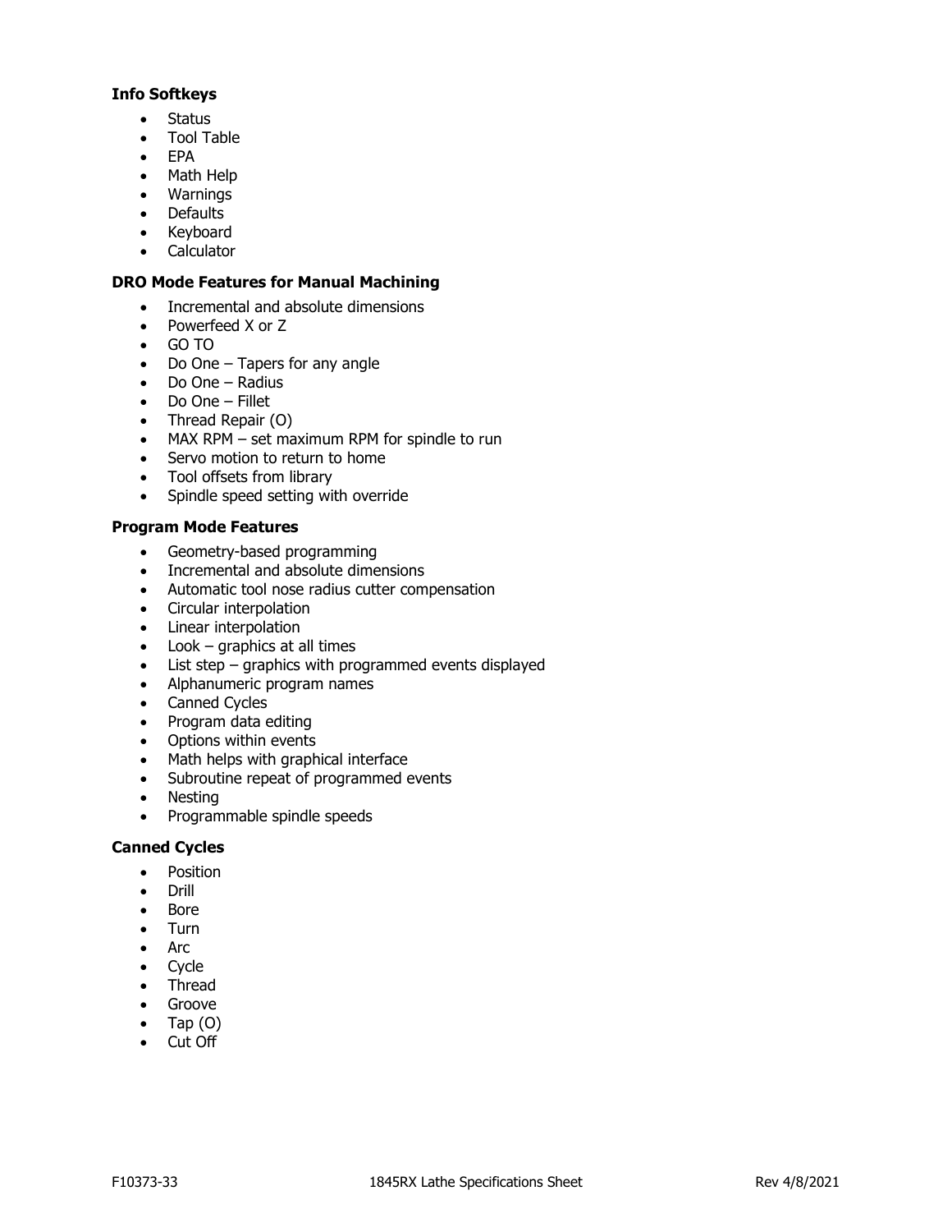### Info Softkeys

- Status
- Tool Table
- EPA
- Math Help
- Warnings
- Defaults
- Keyboard
- Calculator

### DRO Mode Features for Manual Machining

- Incremental and absolute dimensions
- Powerfeed X or Z
- GO TO
- Do One – Tapers for any angle
- Do One – Radius
- Do One – Fillet
- Thread Repair (O)
- MAX RPM – set maximum RPM for spindle to run
- Servo motion to return to home
- Tool offsets from library
- Spindle speed setting with override

### Program Mode Features

- Geometry-based programming
- Incremental and absolute dimensions
- Automatic tool nose radius cutter compensation
- Circular interpolation
- Linear interpolation
- Look – graphics at all times
- List step – graphics with programmed events displayed
- Alphanumeric program names
- Canned Cycles
- Program data editing
- Options within events
- Math helps with graphical interface
- Subroutine repeat of programmed events
- Nesting
- Programmable spindle speeds

### Canned Cycles

- Position
- Drill
- Bore
- Turn
- Arc
- Cycle
- Thread
- Groove
- Tap (O)
- Cut Off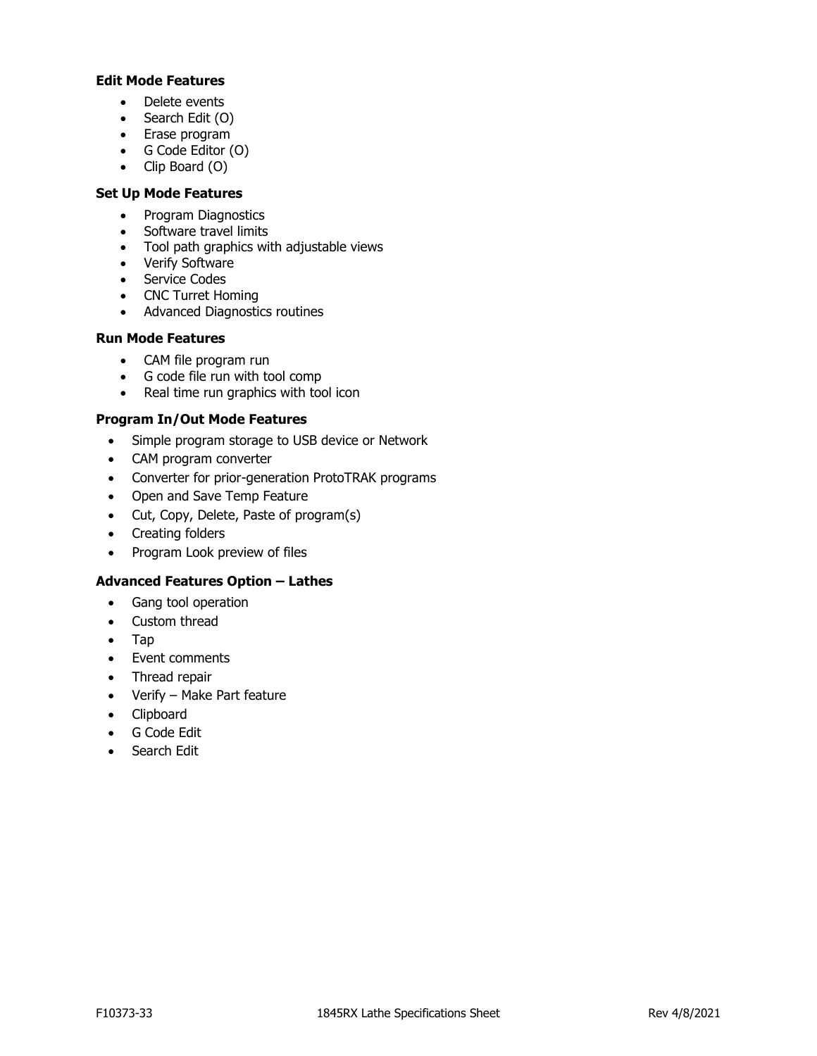**Edit Mode Features**

- Delete events
- Search Edit (O)
- Erase program
- G Code Editor (O)
- Clip Board (O)

**Set Up Mode Features**

- Program Diagnostics
- Software travel limits
- Tool path graphics with adjustable views
- Verify Software
- Service Codes
- CNC Turret Homing
- Advanced Diagnostics routines

**Run Mode Features**

- CAM file program run
- G code file run with tool comp
- Real time run graphics with tool icon

**Program In/Out Mode Features**

- Simple program storage to USB device or Network
- CAM program converter
- Converter for prior-generation ProtoTRAK programs
- Open and Save Temp Feature
- Cut, Copy, Delete, Paste of program(s)
- Creating folders
- Program Look preview of files

**Advanced Features Option – Lathes**

- Gang tool operation
- Custom thread
- Tap
- Event comments
- Thread repair
- Verify – Make Part feature
- Clipboard
- G Code Edit
- Search Edit